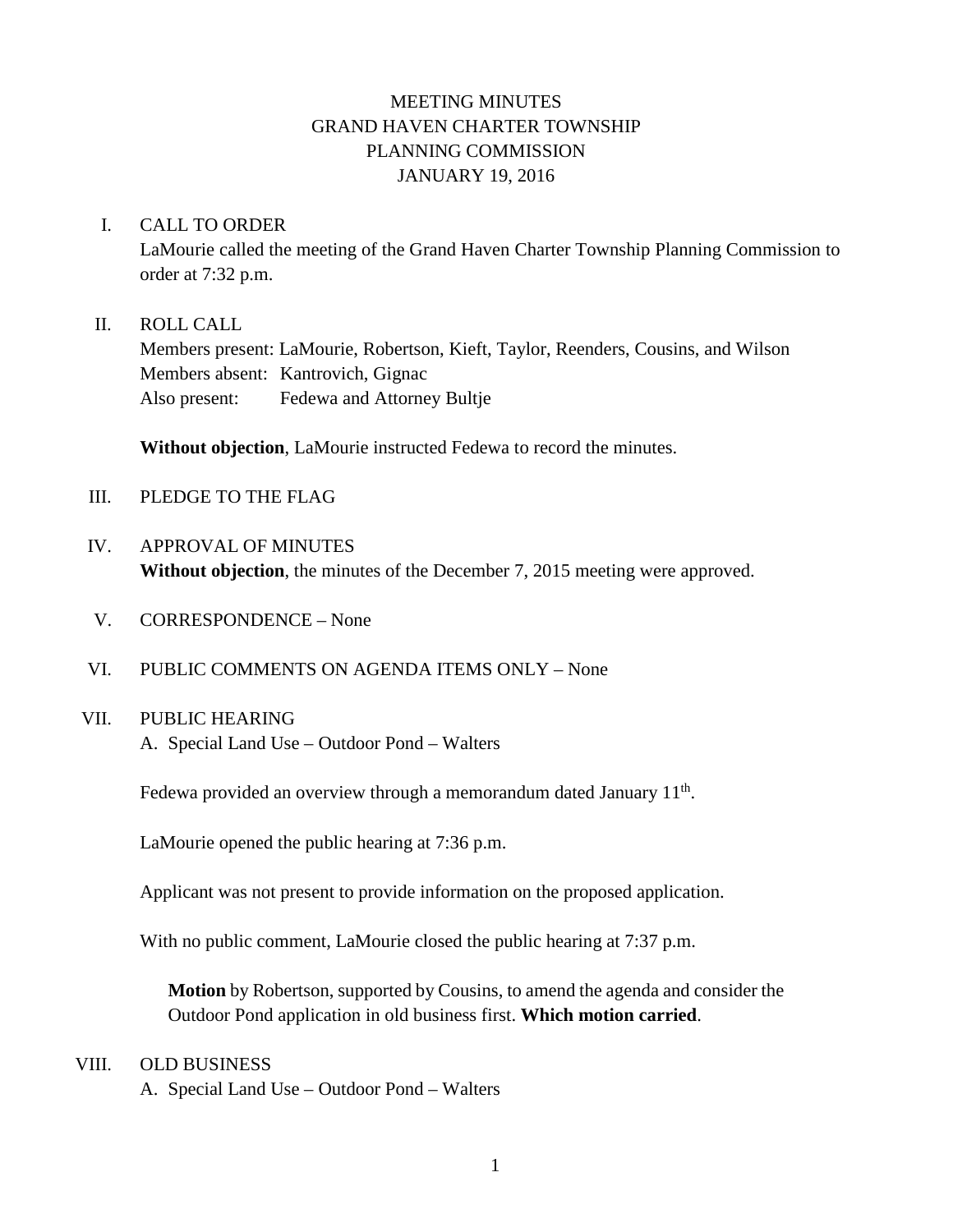# MEETING MINUTES
# GRAND HAVEN CHARTER TOWNSHIP
# PLANNING COMMISSION
# JANUARY 19, 2016

I. CALL TO ORDER

LaMourie called the meeting of the Grand Haven Charter Township Planning Commission to order at 7:32 p.m.

II. ROLL CALL

Members present: LaMourie, Robertson, Kieft, Taylor, Reenders, Cousins, and Wilson
Members absent: Kantrovich, Gignac
Also present: Fedewa and Attorney Bultje

**Without objection**, LaMourie instructed Fedewa to record the minutes.

III. PLEDGE TO THE FLAG

IV. APPROVAL OF MINUTES

**Without objection**, the minutes of the December 7, 2015 meeting were approved.

V. CORRESPONDENCE – None

VI. PUBLIC COMMENTS ON AGENDA ITEMS ONLY – None

VII. PUBLIC HEARING

A. Special Land Use – Outdoor Pond – Walters

Fedewa provided an overview through a memorandum dated January 11th.

LaMourie opened the public hearing at 7:36 p.m.

Applicant was not present to provide information on the proposed application.

With no public comment, LaMourie closed the public hearing at 7:37 p.m.

> **Motion** by Robertson, supported by Cousins, to amend the agenda and consider the Outdoor Pond application in old business first. **Which motion carried**.

VIII. OLD BUSINESS

A. Special Land Use – Outdoor Pond – Walters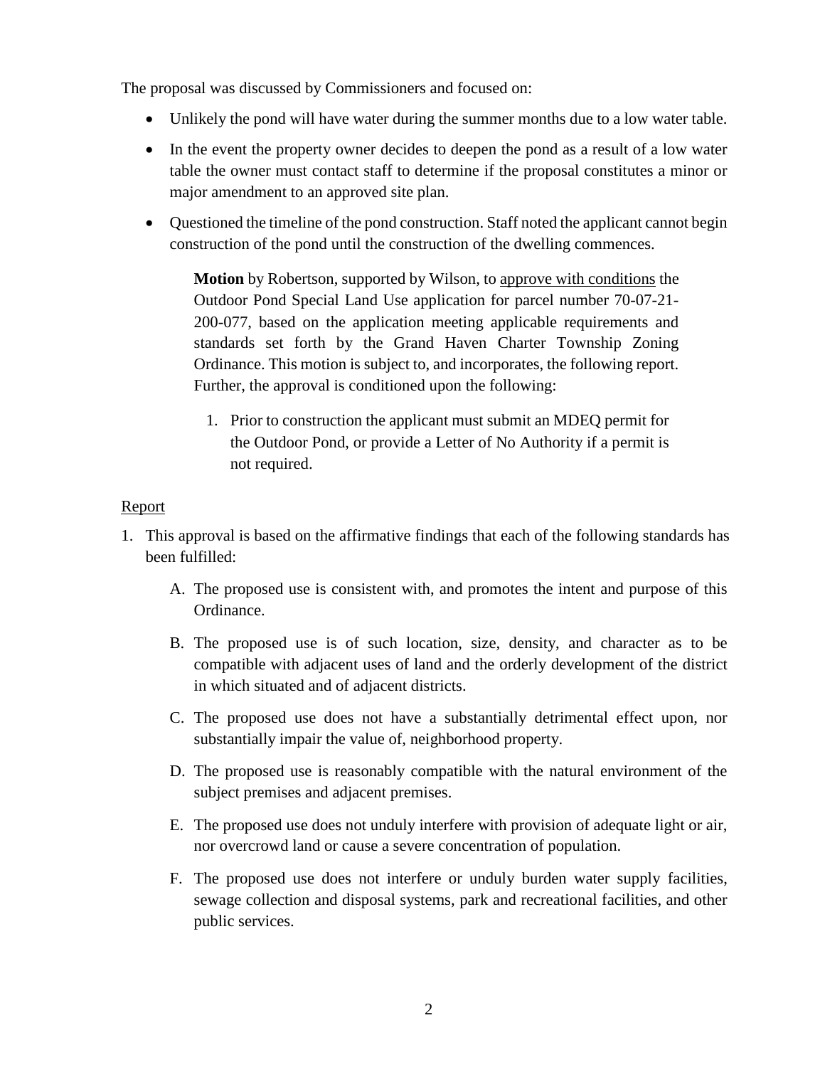The proposal was discussed by Commissioners and focused on:

- Unlikely the pond will have water during the summer months due to a low water table.
- In the event the property owner decides to deepen the pond as a result of a low water table the owner must contact staff to determine if the proposal constitutes a minor or major amendment to an approved site plan.
- Questioned the timeline of the pond construction. Staff noted the applicant cannot begin construction of the pond until the construction of the dwelling commences.

> **Motion** by Robertson, supported by Wilson, to <u>approve with conditions</u> the Outdoor Pond Special Land Use application for parcel number 70-07-21-200-077, based on the application meeting applicable requirements and standards set forth by the Grand Haven Charter Township Zoning Ordinance. This motion is subject to, and incorporates, the following report. Further, the approval is conditioned upon the following:
>
> 1. Prior to construction the applicant must submit an MDEQ permit for the Outdoor Pond, or provide a Letter of No Authority if a permit is not required.

<u>Report</u>

1. This approval is based on the affirmative findings that each of the following standards has been fulfilled:

   A. The proposed use is consistent with, and promotes the intent and purpose of this Ordinance.

   B. The proposed use is of such location, size, density, and character as to be compatible with adjacent uses of land and the orderly development of the district in which situated and of adjacent districts.

   C. The proposed use does not have a substantially detrimental effect upon, nor substantially impair the value of, neighborhood property.

   D. The proposed use is reasonably compatible with the natural environment of the subject premises and adjacent premises.

   E. The proposed use does not unduly interfere with provision of adequate light or air, nor overcrowd land or cause a severe concentration of population.

   F. The proposed use does not interfere or unduly burden water supply facilities, sewage collection and disposal systems, park and recreational facilities, and other public services.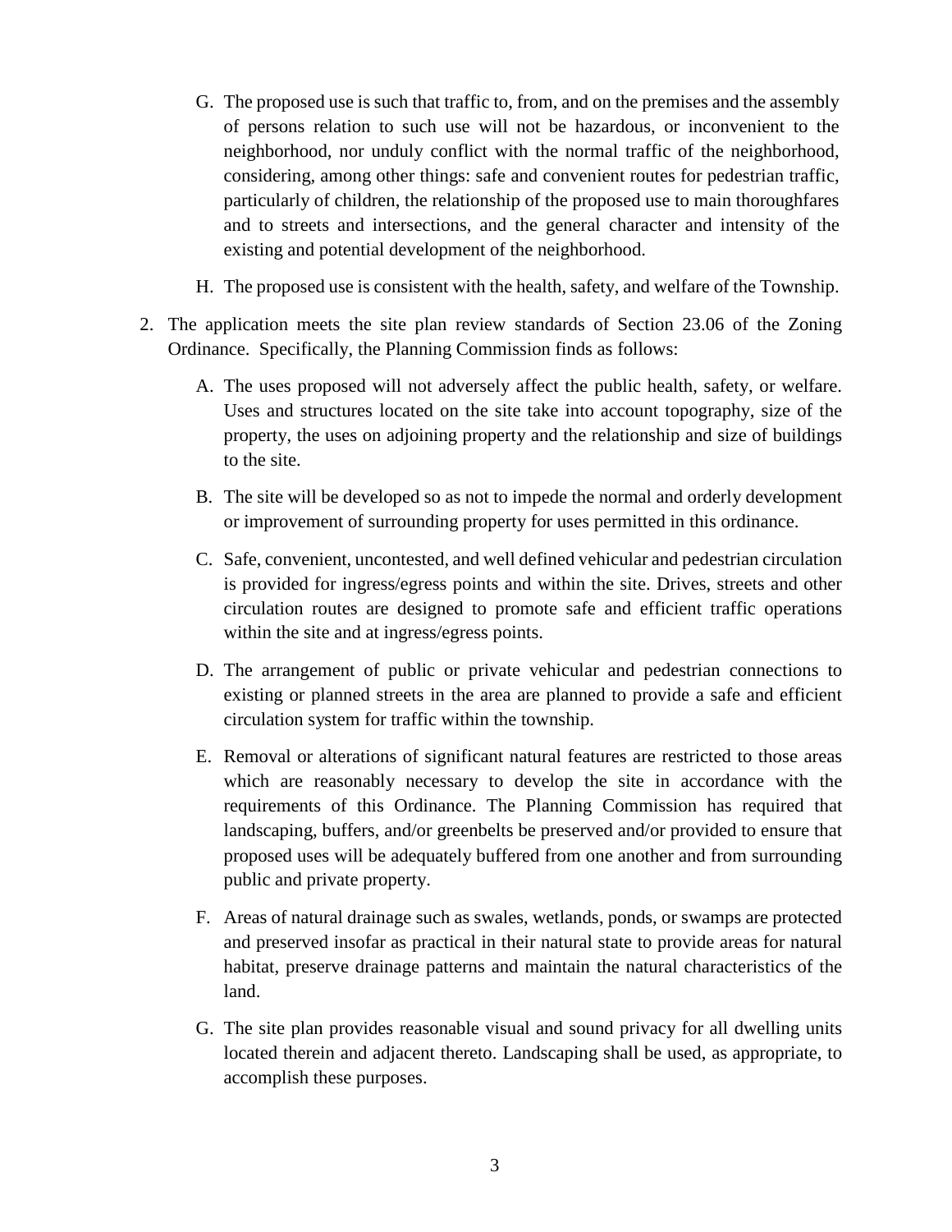G. The proposed use is such that traffic to, from, and on the premises and the assembly of persons relation to such use will not be hazardous, or inconvenient to the neighborhood, nor unduly conflict with the normal traffic of the neighborhood, considering, among other things: safe and convenient routes for pedestrian traffic, particularly of children, the relationship of the proposed use to main thoroughfares and to streets and intersections, and the general character and intensity of the existing and potential development of the neighborhood.

H. The proposed use is consistent with the health, safety, and welfare of the Township.

2. The application meets the site plan review standards of Section 23.06 of the Zoning Ordinance. Specifically, the Planning Commission finds as follows:

   A. The uses proposed will not adversely affect the public health, safety, or welfare. Uses and structures located on the site take into account topography, size of the property, the uses on adjoining property and the relationship and size of buildings to the site.

   B. The site will be developed so as not to impede the normal and orderly development or improvement of surrounding property for uses permitted in this ordinance.

   C. Safe, convenient, uncontested, and well defined vehicular and pedestrian circulation is provided for ingress/egress points and within the site. Drives, streets and other circulation routes are designed to promote safe and efficient traffic operations within the site and at ingress/egress points.

   D. The arrangement of public or private vehicular and pedestrian connections to existing or planned streets in the area are planned to provide a safe and efficient circulation system for traffic within the township.

   E. Removal or alterations of significant natural features are restricted to those areas which are reasonably necessary to develop the site in accordance with the requirements of this Ordinance. The Planning Commission has required that landscaping, buffers, and/or greenbelts be preserved and/or provided to ensure that proposed uses will be adequately buffered from one another and from surrounding public and private property.

   F. Areas of natural drainage such as swales, wetlands, ponds, or swamps are protected and preserved insofar as practical in their natural state to provide areas for natural habitat, preserve drainage patterns and maintain the natural characteristics of the land.

   G. The site plan provides reasonable visual and sound privacy for all dwelling units located therein and adjacent thereto. Landscaping shall be used, as appropriate, to accomplish these purposes.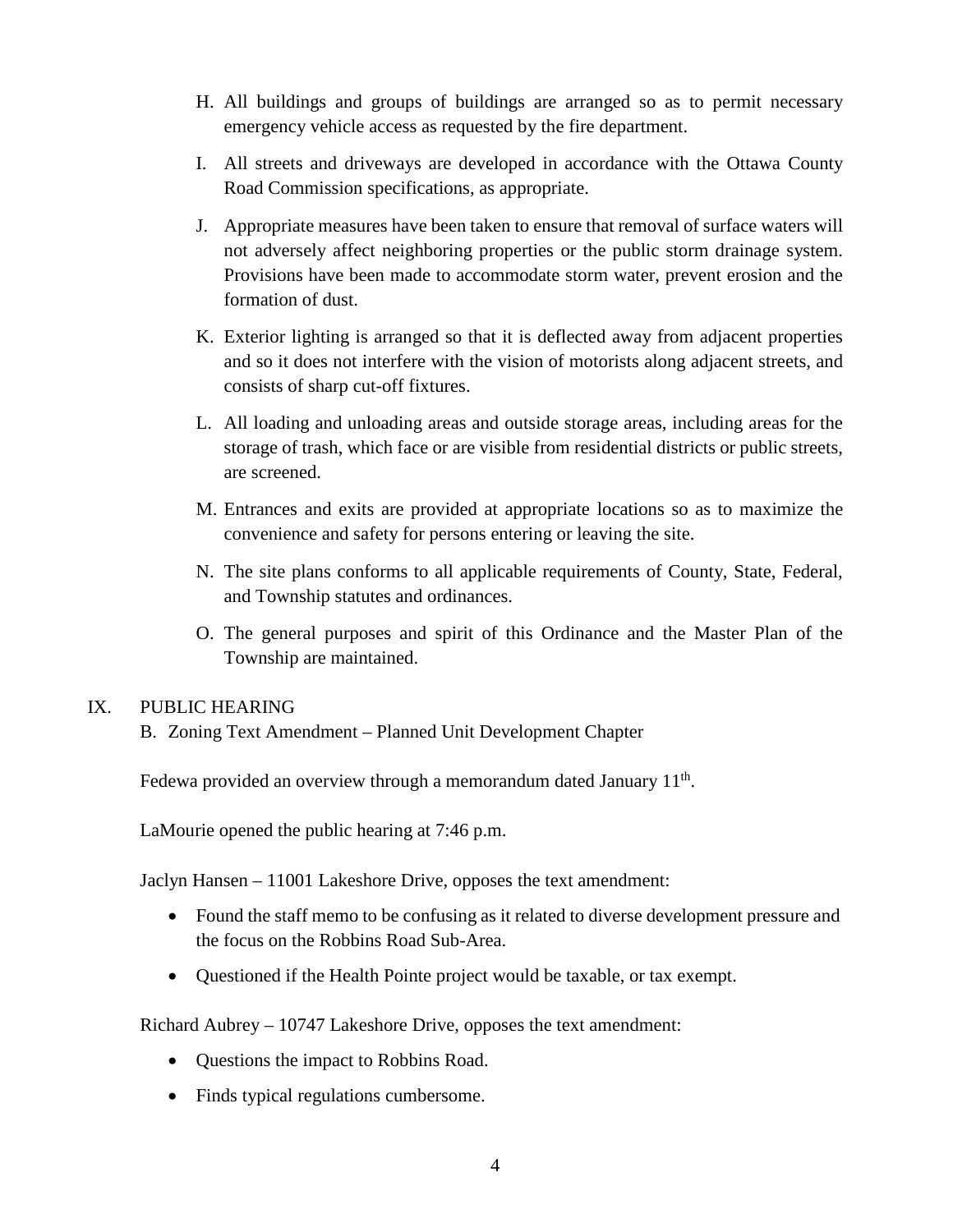H. All buildings and groups of buildings are arranged so as to permit necessary emergency vehicle access as requested by the fire department.

I. All streets and driveways are developed in accordance with the Ottawa County Road Commission specifications, as appropriate.

J. Appropriate measures have been taken to ensure that removal of surface waters will not adversely affect neighboring properties or the public storm drainage system. Provisions have been made to accommodate storm water, prevent erosion and the formation of dust.

K. Exterior lighting is arranged so that it is deflected away from adjacent properties and so it does not interfere with the vision of motorists along adjacent streets, and consists of sharp cut-off fixtures.

L. All loading and unloading areas and outside storage areas, including areas for the storage of trash, which face or are visible from residential districts or public streets, are screened.

M. Entrances and exits are provided at appropriate locations so as to maximize the convenience and safety for persons entering or leaving the site.

N. The site plans conforms to all applicable requirements of County, State, Federal, and Township statutes and ordinances.

O. The general purposes and spirit of this Ordinance and the Master Plan of the Township are maintained.

IX. PUBLIC HEARING

B. Zoning Text Amendment – Planned Unit Development Chapter

Fedewa provided an overview through a memorandum dated January 11th.

LaMourie opened the public hearing at 7:46 p.m.

Jaclyn Hansen – 11001 Lakeshore Drive, opposes the text amendment:

- Found the staff memo to be confusing as it related to diverse development pressure and the focus on the Robbins Road Sub-Area.
- Questioned if the Health Pointe project would be taxable, or tax exempt.

Richard Aubrey – 10747 Lakeshore Drive, opposes the text amendment:

- Questions the impact to Robbins Road.
- Finds typical regulations cumbersome.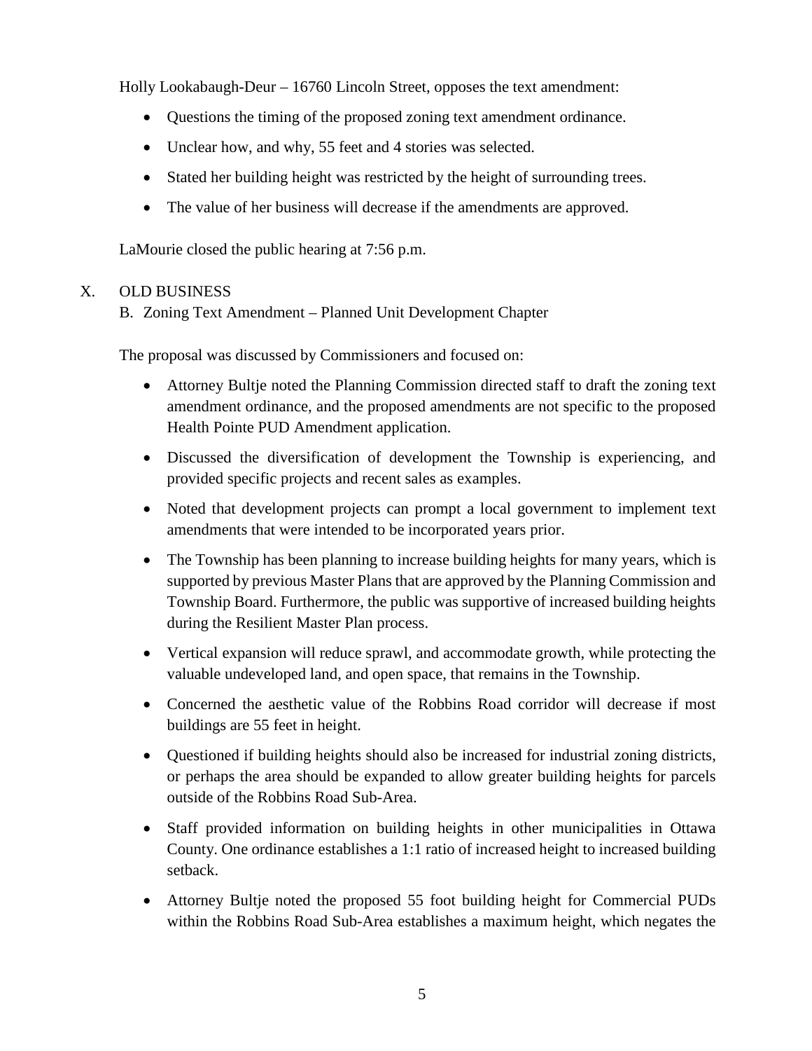Holly Lookabaugh-Deur – 16760 Lincoln Street, opposes the text amendment:

- Questions the timing of the proposed zoning text amendment ordinance.
- Unclear how, and why, 55 feet and 4 stories was selected.
- Stated her building height was restricted by the height of surrounding trees.
- The value of her business will decrease if the amendments are approved.

LaMourie closed the public hearing at 7:56 p.m.

X. OLD BUSINESS

B. Zoning Text Amendment – Planned Unit Development Chapter

The proposal was discussed by Commissioners and focused on:

- Attorney Bultje noted the Planning Commission directed staff to draft the zoning text amendment ordinance, and the proposed amendments are not specific to the proposed Health Pointe PUD Amendment application.
- Discussed the diversification of development the Township is experiencing, and provided specific projects and recent sales as examples.
- Noted that development projects can prompt a local government to implement text amendments that were intended to be incorporated years prior.
- The Township has been planning to increase building heights for many years, which is supported by previous Master Plans that are approved by the Planning Commission and Township Board. Furthermore, the public was supportive of increased building heights during the Resilient Master Plan process.
- Vertical expansion will reduce sprawl, and accommodate growth, while protecting the valuable undeveloped land, and open space, that remains in the Township.
- Concerned the aesthetic value of the Robbins Road corridor will decrease if most buildings are 55 feet in height.
- Questioned if building heights should also be increased for industrial zoning districts, or perhaps the area should be expanded to allow greater building heights for parcels outside of the Robbins Road Sub-Area.
- Staff provided information on building heights in other municipalities in Ottawa County. One ordinance establishes a 1:1 ratio of increased height to increased building setback.
- Attorney Bultje noted the proposed 55 foot building height for Commercial PUDs within the Robbins Road Sub-Area establishes a maximum height, which negates the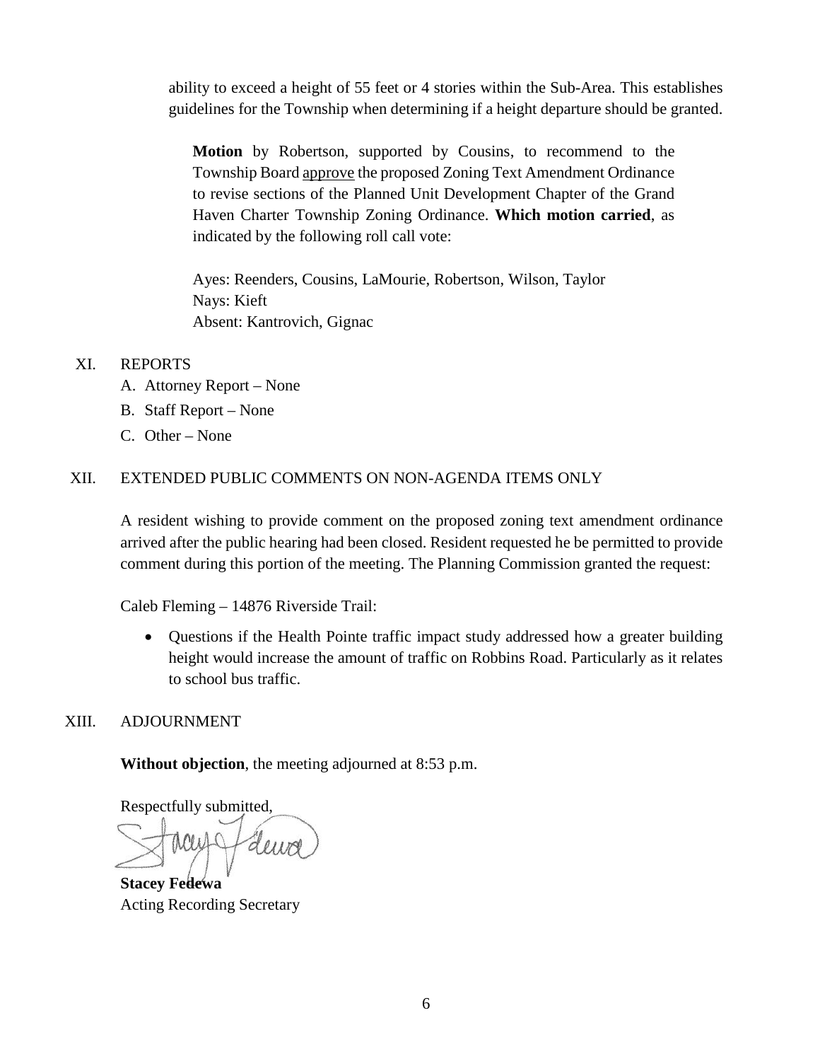ability to exceed a height of 55 feet or 4 stories within the Sub-Area. This establishes guidelines for the Township when determining if a height departure should be granted.

> **Motion** by Robertson, supported by Cousins, to recommend to the Township Board <u>approve</u> the proposed Zoning Text Amendment Ordinance to revise sections of the Planned Unit Development Chapter of the Grand Haven Charter Township Zoning Ordinance. **Which motion carried**, as indicated by the following roll call vote:
>
> Ayes: Reenders, Cousins, LaMourie, Robertson, Wilson, Taylor
> Nays: Kieft
> Absent: Kantrovich, Gignac

## XI. REPORTS

A. Attorney Report – None

B. Staff Report – None

C. Other – None

## XII. EXTENDED PUBLIC COMMENTS ON NON-AGENDA ITEMS ONLY

A resident wishing to provide comment on the proposed zoning text amendment ordinance arrived after the public hearing had been closed. Resident requested he be permitted to provide comment during this portion of the meeting. The Planning Commission granted the request:

Caleb Fleming – 14876 Riverside Trail:

- Questions if the Health Pointe traffic impact study addressed how a greater building height would increase the amount of traffic on Robbins Road. Particularly as it relates to school bus traffic.

## XIII. ADJOURNMENT

**Without objection**, the meeting adjourned at 8:53 p.m.

Respectfully submitted,

**Stacey Fedewa**
Acting Recording Secretary